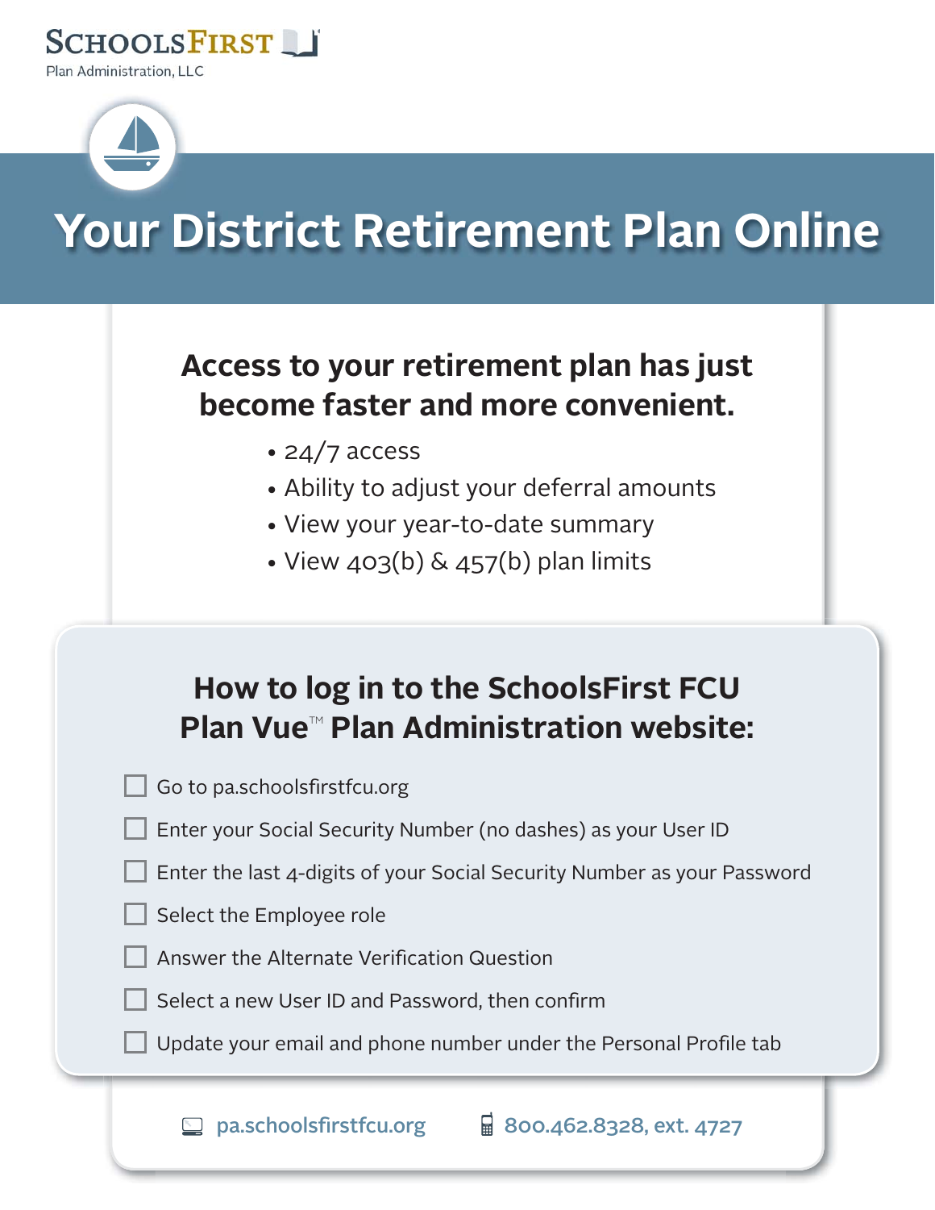SchoolsFirst

Plan Administration, LLC

# Your District Retirement Plan Online

## Access to your retirement plan has just become faster and more convenient.

- 24/7 access
- Ability to adjust your deferral amounts
- View your year-to-date summary
- View 403(b) & 457(b) plan limits

## How to log in to the SchoolsFirst FCU Plan Vue™ Plan Administration website:

- [ ] Go to pa.schoolsfirstfcu.org
- [ ] Enter your Social Security Number (no dashes) as your User ID
- [ ] Enter the last 4-digits of your Social Security Number as your Password
- [ ] Select the Employee role
- [ ] Answer the Alternate Verification Question
- [ ] Select a new User ID and Password, then confirm
- [ ] Update your email and phone number under the Personal Profile tab

pa.schoolsfirstfcu.org 800.462.8328, ext. 4727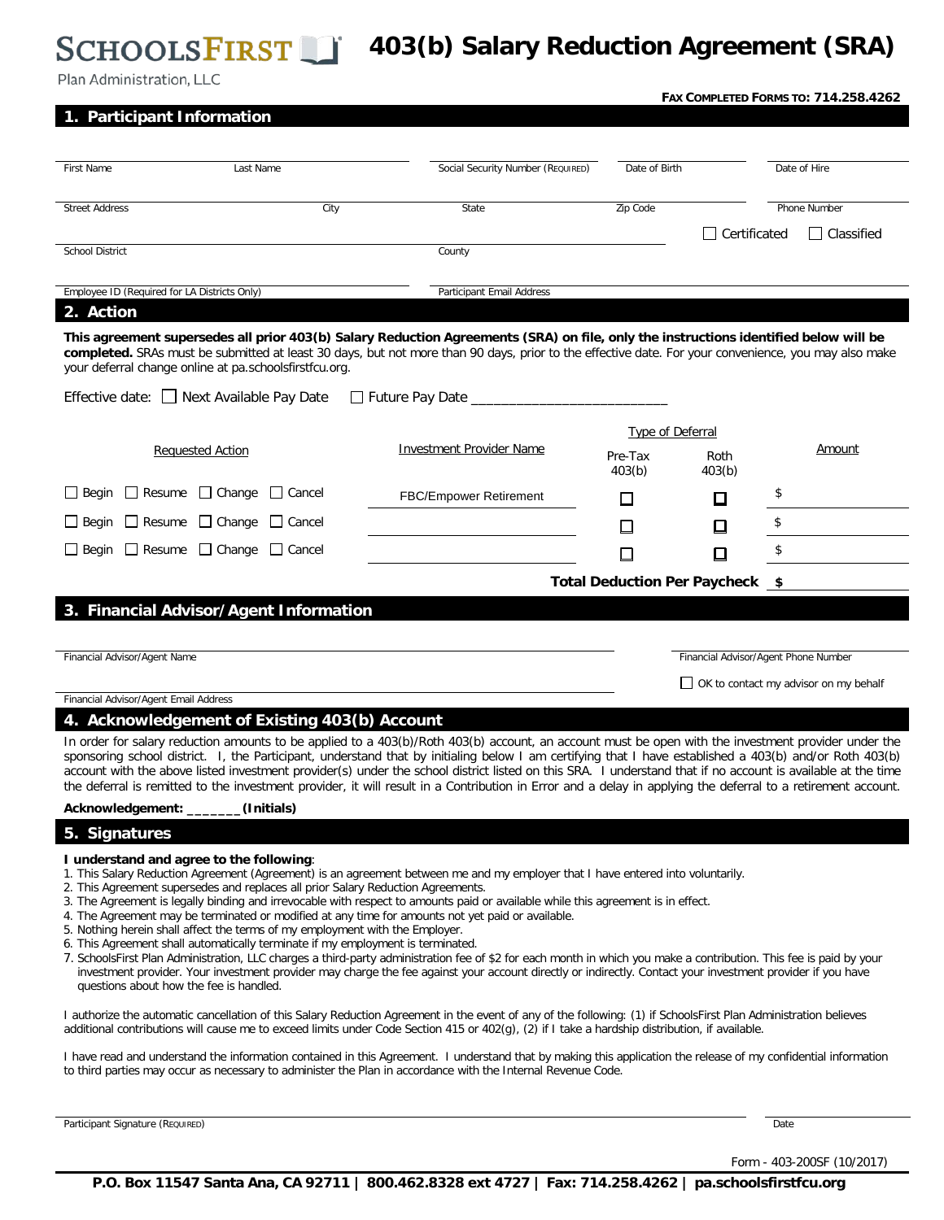# SCHOOLSFIRST Plan Administration, LLC

# 403(b) Salary Reduction Agreement (SRA)

**FAX COMPLETED FORMS TO: 714.258.4262**

## 1. Participant Information

First Name | Last Name | Social Security Number (REQUIRED) | Date of Birth | Date of Hire

Street Address | City | State | Zip Code | Phone Number

School District | County | ☐ Certificated ☐ Classified

Employee ID (Required for LA Districts Only) | Participant Email Address

## 2. Action

**This agreement supersedes all prior 403(b) Salary Reduction Agreements (SRA) on file, only the instructions identified below will be completed.** SRAs must be submitted at least 30 days, but not more than 90 days, prior to the effective date. For your convenience, you may also make your deferral change online at pa.schoolsfirstfcu.org.

Effective date: ☐ Next Available Pay Date ☐ Future Pay Date ________________________

| Requested Action | Investment Provider Name | Type of Deferral: Pre-Tax 403(b) | Type of Deferral: Roth 403(b) | Amount |
|---|---|---|---|---|
| ☐ Begin ☐ Resume ☐ Change ☐ Cancel | FBC/Empower Retirement | ☐ | ☐ | $ |
| ☐ Begin ☐ Resume ☐ Change ☐ Cancel | | ☐ | ☐ | $ |
| ☐ Begin ☐ Resume ☐ Change ☐ Cancel | | ☐ | ☐ | $ |

**Total Deduction Per Paycheck $**

## 3. Financial Advisor/Agent Information

Financial Advisor/Agent Name | Financial Advisor/Agent Phone Number

☐ OK to contact my advisor on my behalf

Financial Advisor/Agent Email Address

## 4. Acknowledgement of Existing 403(b) Account

In order for salary reduction amounts to be applied to a 403(b)/Roth 403(b) account, an account must be open with the investment provider under the sponsoring school district. I, the Participant, understand that by initialing below I am certifying that I have established a 403(b) and/or Roth 403(b) account with the above listed investment provider(s) under the school district listed on this SRA. I understand that if no account is available at the time the deferral is remitted to the investment provider, it will result in a Contribution in Error and a delay in applying the deferral to a retirement account.

**Acknowledgement: _______(Initials)**

## 5. Signatures

**I understand and agree to the following**:

1. This Salary Reduction Agreement (Agreement) is an agreement between me and my employer that I have entered into voluntarily.
2. This Agreement supersedes and replaces all prior Salary Reduction Agreements.
3. The Agreement is legally binding and irrevocable with respect to amounts paid or available while this agreement is in effect.
4. The Agreement may be terminated or modified at any time for amounts not yet paid or available.
5. Nothing herein shall affect the terms of my employment with the Employer.
6. This Agreement shall automatically terminate if my employment is terminated.
7. SchoolsFirst Plan Administration, LLC charges a third-party administration fee of $2 for each month in which you make a contribution. This fee is paid by your investment provider. Your investment provider may charge the fee against your account directly or indirectly. Contact your investment provider if you have questions about how the fee is handled.

I authorize the automatic cancellation of this Salary Reduction Agreement in the event of any of the following: (1) if SchoolsFirst Plan Administration believes additional contributions will cause me to exceed limits under Code Section 415 or 402(g), (2) if I take a hardship distribution, if available.

I have read and understand the information contained in this Agreement. I understand that by making this application the release of my confidential information to third parties may occur as necessary to administer the Plan in accordance with the Internal Revenue Code.

Participant Signature (REQUIRED) | Date

Form - 403-200SF (10/2017)

**P.O. Box 11547 Santa Ana, CA 92711 | 800.462.8328 ext 4727 | Fax: 714.258.4262 | pa.schoolsfirstfcu.org**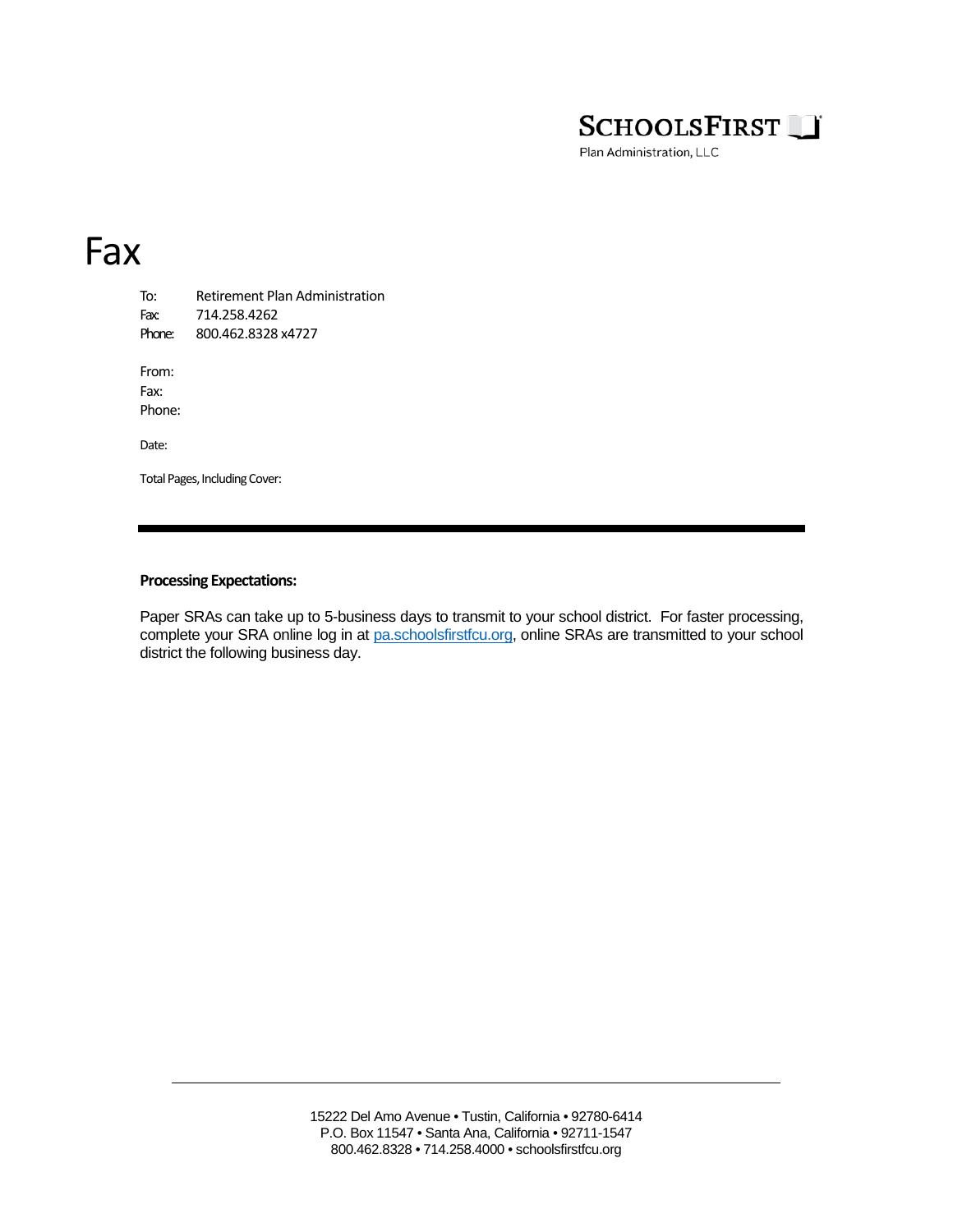SCHOOLSFIRST

Plan Administration, LLC

# Fax

To: Retirement Plan Administration
Fax: 714.258.4262
Phone: 800.462.8328 x4727

From:
Fax:
Phone:

Date:

Total Pages, Including Cover:

---

**Processing Expectations:**

Paper SRAs can take up to 5-business days to transmit to your school district. For faster processing, complete your SRA online log in at pa.schoolsfirstfcu.org, online SRAs are transmitted to your school district the following business day.

15222 Del Amo Avenue • Tustin, California • 92780-6414
P.O. Box 11547 • Santa Ana, California • 92711-1547
800.462.8328 • 714.258.4000 • schoolsfirstfcu.org